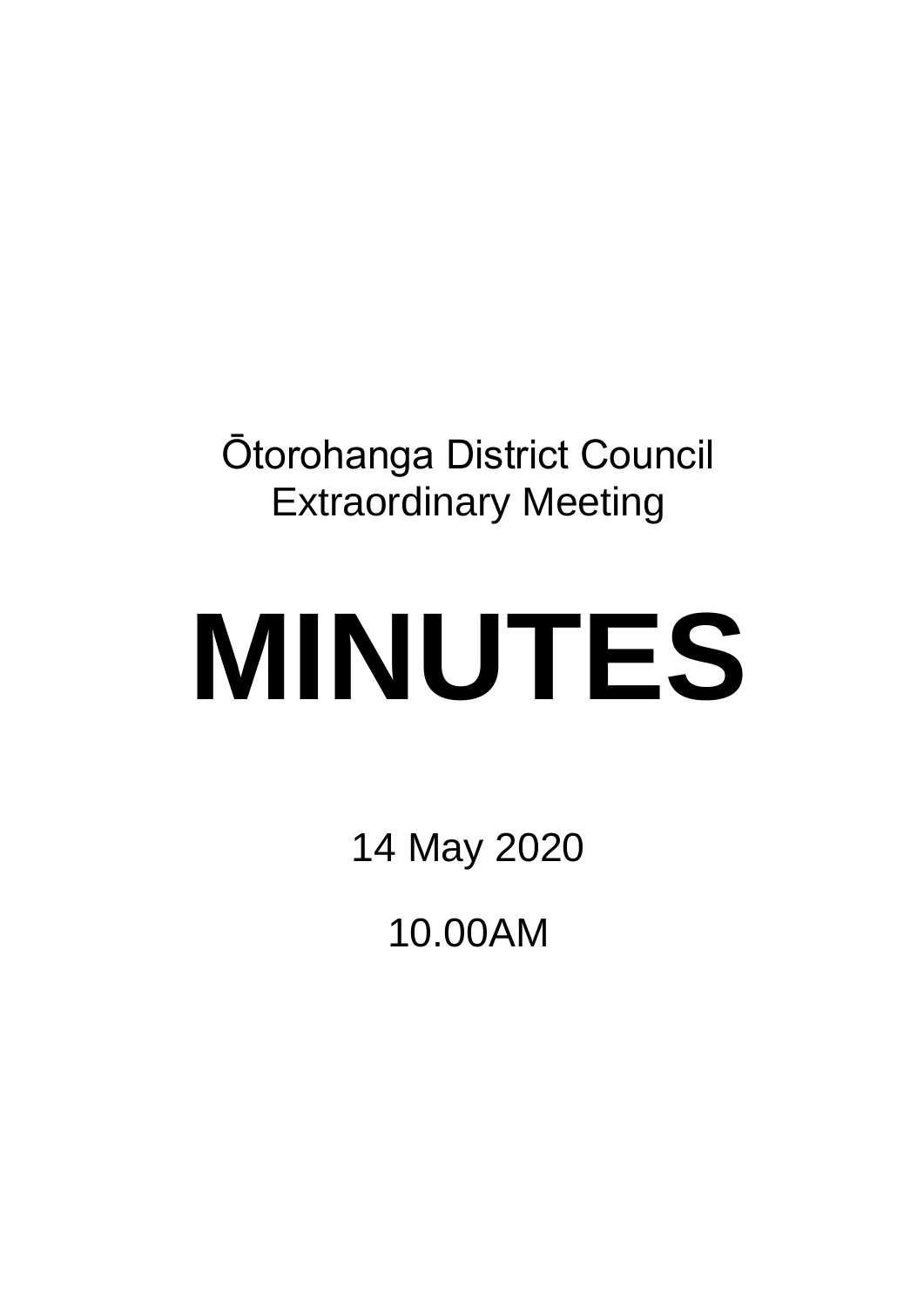Ōtorohanga District Council
Extraordinary Meeting

# MINUTES

14 May 2020

10.00AM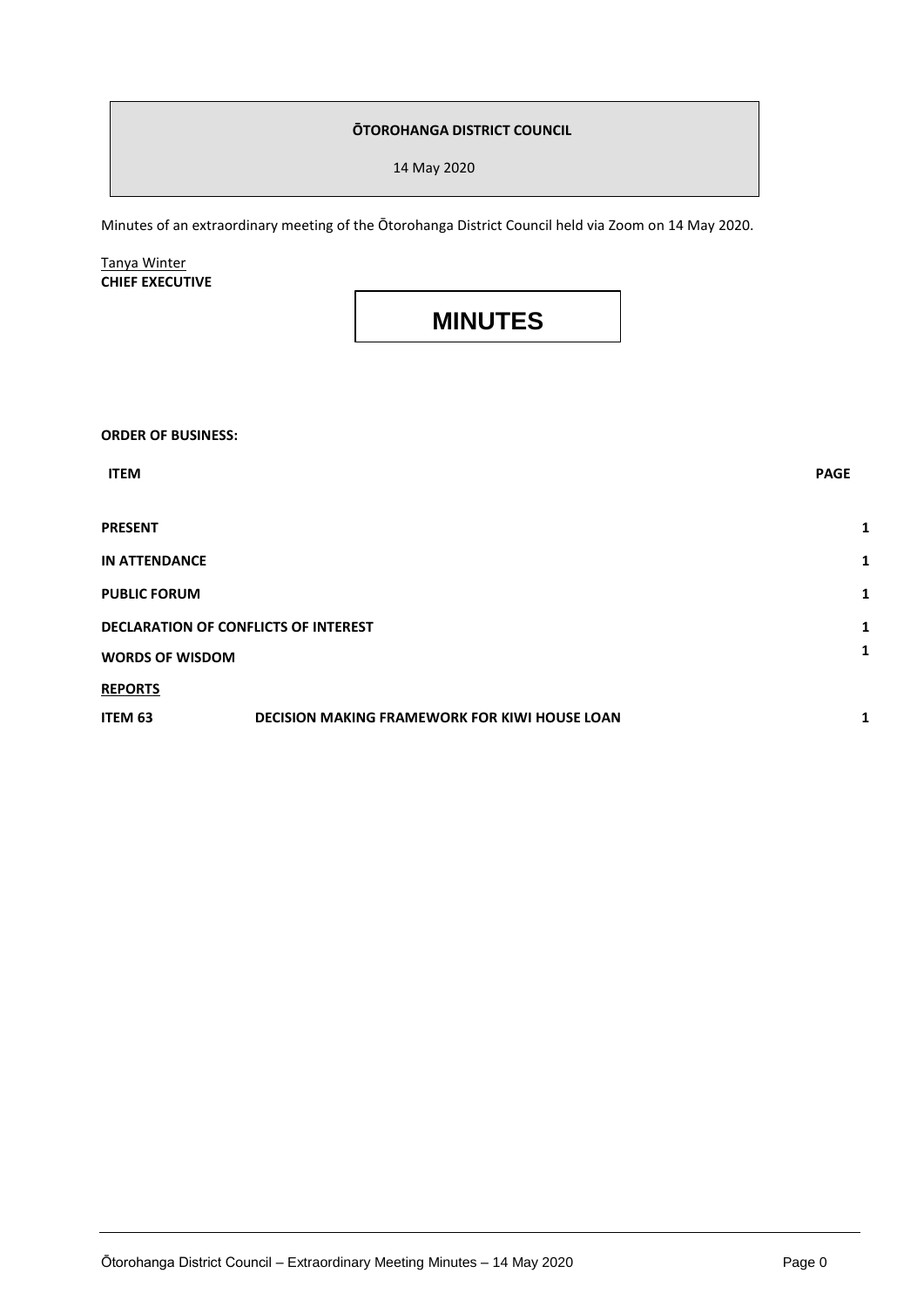**ŌTOROHANGA DISTRICT COUNCIL**

14 May 2020

Minutes of an extraordinary meeting of the Ōtorohanga District Council held via Zoom on 14 May 2020.

Tanya Winter
**CHIEF EXECUTIVE**

# MINUTES

**ORDER OF BUSINESS:**

| ITEM | | PAGE |
|---|---|---|
| **PRESENT** | | **1** |
| **IN ATTENDANCE** | | **1** |
| **PUBLIC FORUM** | | **1** |
| **DECLARATION OF CONFLICTS OF INTEREST** | | **1** |
| **WORDS OF WISDOM** | | **1** |
| **REPORTS** | | |
| **ITEM 63** | **DECISION MAKING FRAMEWORK FOR KIWI HOUSE LOAN** | **1** |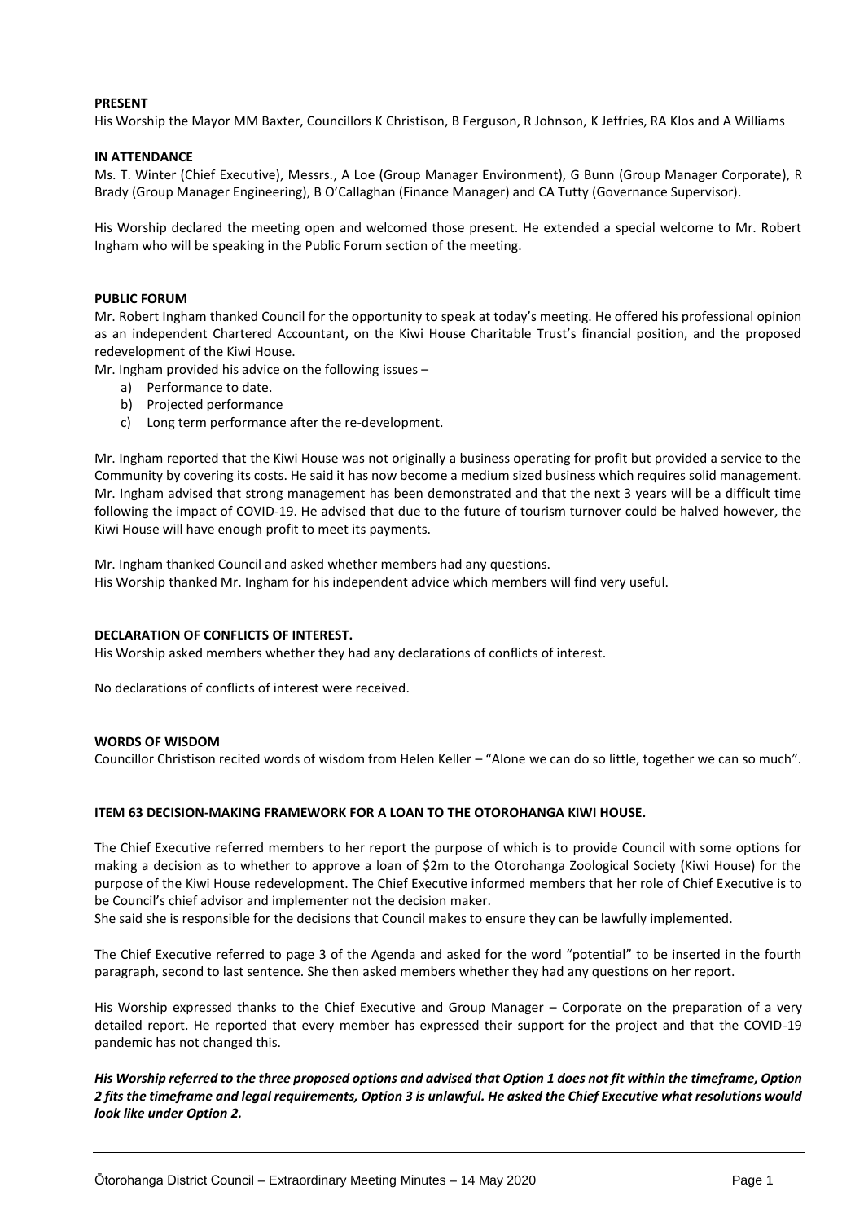**PRESENT**

His Worship the Mayor MM Baxter, Councillors K Christison, B Ferguson, R Johnson, K Jeffries, RA Klos and A Williams

**IN ATTENDANCE**

Ms. T. Winter (Chief Executive), Messrs., A Loe (Group Manager Environment), G Bunn (Group Manager Corporate), R Brady (Group Manager Engineering), B O'Callaghan (Finance Manager) and CA Tutty (Governance Supervisor).

His Worship declared the meeting open and welcomed those present. He extended a special welcome to Mr. Robert Ingham who will be speaking in the Public Forum section of the meeting.

**PUBLIC FORUM**

Mr. Robert Ingham thanked Council for the opportunity to speak at today's meeting. He offered his professional opinion as an independent Chartered Accountant, on the Kiwi House Charitable Trust's financial position, and the proposed redevelopment of the Kiwi House.

Mr. Ingham provided his advice on the following issues –

a) Performance to date.
b) Projected performance
c) Long term performance after the re-development.

Mr. Ingham reported that the Kiwi House was not originally a business operating for profit but provided a service to the Community by covering its costs. He said it has now become a medium sized business which requires solid management. Mr. Ingham advised that strong management has been demonstrated and that the next 3 years will be a difficult time following the impact of COVID-19. He advised that due to the future of tourism turnover could be halved however, the Kiwi House will have enough profit to meet its payments.

Mr. Ingham thanked Council and asked whether members had any questions.
His Worship thanked Mr. Ingham for his independent advice which members will find very useful.

**DECLARATION OF CONFLICTS OF INTEREST.**

His Worship asked members whether they had any declarations of conflicts of interest.

No declarations of conflicts of interest were received.

**WORDS OF WISDOM**

Councillor Christison recited words of wisdom from Helen Keller – "Alone we can do so little, together we can so much".

**ITEM 63 DECISION-MAKING FRAMEWORK FOR A LOAN TO THE OTOROHANGA KIWI HOUSE.**

The Chief Executive referred members to her report the purpose of which is to provide Council with some options for making a decision as to whether to approve a loan of $2m to the Otorohanga Zoological Society (Kiwi House) for the purpose of the Kiwi House redevelopment. The Chief Executive informed members that her role of Chief Executive is to be Council's chief advisor and implementer not the decision maker.

She said she is responsible for the decisions that Council makes to ensure they can be lawfully implemented.

The Chief Executive referred to page 3 of the Agenda and asked for the word "potential" to be inserted in the fourth paragraph, second to last sentence. She then asked members whether they had any questions on her report.

His Worship expressed thanks to the Chief Executive and Group Manager – Corporate on the preparation of a very detailed report. He reported that every member has expressed their support for the project and that the COVID-19 pandemic has not changed this.

***His Worship referred to the three proposed options and advised that Option 1 does not fit within the timeframe, Option 2 fits the timeframe and legal requirements, Option 3 is unlawful. He asked the Chief Executive what resolutions would look like under Option 2.***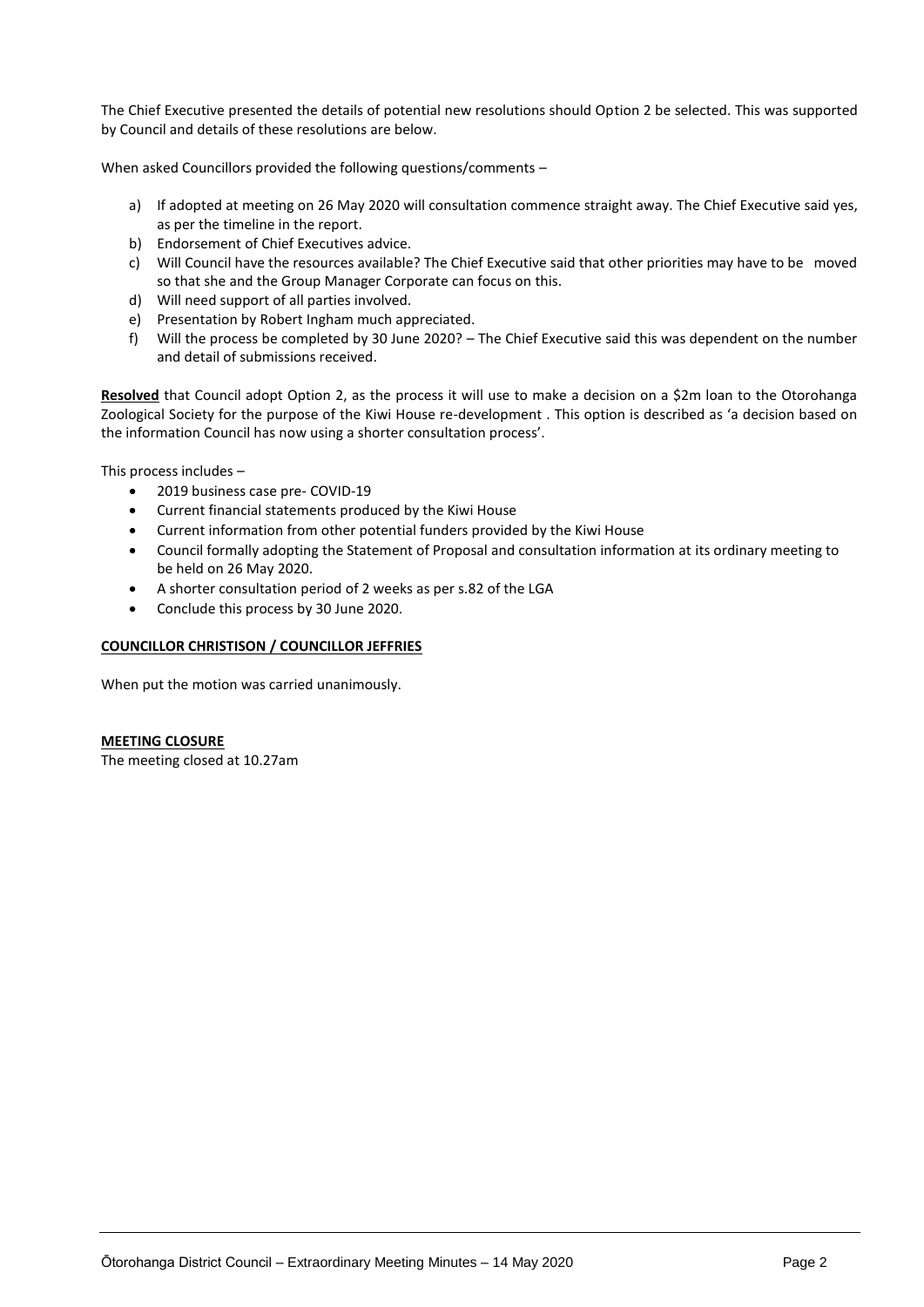The Chief Executive presented the details of potential new resolutions should Option 2 be selected. This was supported by Council and details of these resolutions are below.

When asked Councillors provided the following questions/comments –

a) If adopted at meeting on 26 May 2020 will consultation commence straight away. The Chief Executive said yes, as per the timeline in the report.
b) Endorsement of Chief Executives advice.
c) Will Council have the resources available? The Chief Executive said that other priorities may have to be moved so that she and the Group Manager Corporate can focus on this.
d) Will need support of all parties involved.
e) Presentation by Robert Ingham much appreciated.
f) Will the process be completed by 30 June 2020? – The Chief Executive said this was dependent on the number and detail of submissions received.

**Resolved** that Council adopt Option 2, as the process it will use to make a decision on a $2m loan to the Otorohanga Zoological Society for the purpose of the Kiwi House re-development . This option is described as 'a decision based on the information Council has now using a shorter consultation process'.

This process includes –

- 2019 business case pre- COVID-19
- Current financial statements produced by the Kiwi House
- Current information from other potential funders provided by the Kiwi House
- Council formally adopting the Statement of Proposal and consultation information at its ordinary meeting to be held on 26 May 2020.
- A shorter consultation period of 2 weeks as per s.82 of the LGA
- Conclude this process by 30 June 2020.

**COUNCILLOR CHRISTISON / COUNCILLOR JEFFRIES**

When put the motion was carried unanimously.

**MEETING CLOSURE**

The meeting closed at 10.27am